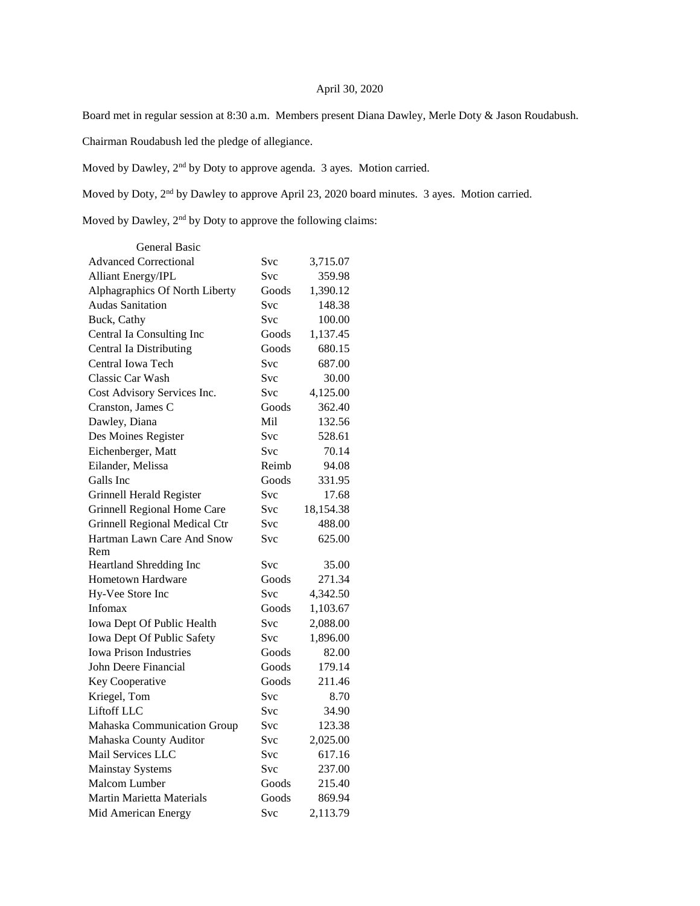April 30, 2020

Board met in regular session at 8:30 a.m. Members present Diana Dawley, Merle Doty & Jason Roudabush.

Chairman Roudabush led the pledge of allegiance.

Moved by Dawley, 2nd by Doty to approve agenda. 3 ayes. Motion carried.

Moved by Doty, 2nd by Dawley to approve April 23, 2020 board minutes. 3 ayes. Motion carried.

Moved by Dawley, 2nd by Doty to approve the following claims:

| General Basic | | |
|---|---|---|
| Advanced Correctional | Svc | 3,715.07 |
| Alliant Energy/IPL | Svc | 359.98 |
| Alphagraphics Of North Liberty | Goods | 1,390.12 |
| Audas Sanitation | Svc | 148.38 |
| Buck, Cathy | Svc | 100.00 |
| Central Ia Consulting Inc | Goods | 1,137.45 |
| Central Ia Distributing | Goods | 680.15 |
| Central Iowa Tech | Svc | 687.00 |
| Classic Car Wash | Svc | 30.00 |
| Cost Advisory Services Inc. | Svc | 4,125.00 |
| Cranston, James C | Goods | 362.40 |
| Dawley, Diana | Mil | 132.56 |
| Des Moines Register | Svc | 528.61 |
| Eichenberger, Matt | Svc | 70.14 |
| Eilander, Melissa | Reimb | 94.08 |
| Galls Inc | Goods | 331.95 |
| Grinnell Herald Register | Svc | 17.68 |
| Grinnell Regional Home Care | Svc | 18,154.38 |
| Grinnell Regional Medical Ctr | Svc | 488.00 |
| Hartman Lawn Care And Snow Rem | Svc | 625.00 |
| Heartland Shredding Inc | Svc | 35.00 |
| Hometown Hardware | Goods | 271.34 |
| Hy-Vee Store Inc | Svc | 4,342.50 |
| Infomax | Goods | 1,103.67 |
| Iowa Dept Of Public Health | Svc | 2,088.00 |
| Iowa Dept Of Public Safety | Svc | 1,896.00 |
| Iowa Prison Industries | Goods | 82.00 |
| John Deere Financial | Goods | 179.14 |
| Key Cooperative | Goods | 211.46 |
| Kriegel, Tom | Svc | 8.70 |
| Liftoff LLC | Svc | 34.90 |
| Mahaska Communication Group | Svc | 123.38 |
| Mahaska County Auditor | Svc | 2,025.00 |
| Mail Services LLC | Svc | 617.16 |
| Mainstay Systems | Svc | 237.00 |
| Malcom Lumber | Goods | 215.40 |
| Martin Marietta Materials | Goods | 869.94 |
| Mid American Energy | Svc | 2,113.79 |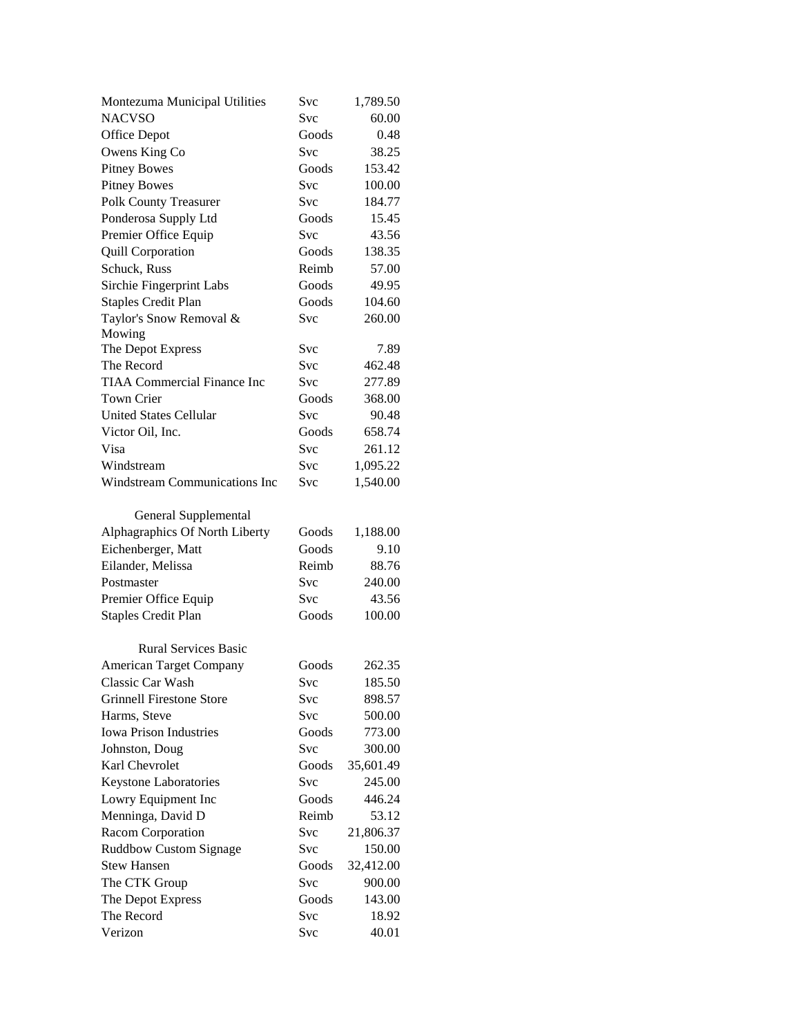| | | |
|---|---|---|
| Montezuma Municipal Utilities | Svc | 1,789.50 |
| NACVSO | Svc | 60.00 |
| Office Depot | Goods | 0.48 |
| Owens King Co | Svc | 38.25 |
| Pitney Bowes | Goods | 153.42 |
| Pitney Bowes | Svc | 100.00 |
| Polk County Treasurer | Svc | 184.77 |
| Ponderosa Supply Ltd | Goods | 15.45 |
| Premier Office Equip | Svc | 43.56 |
| Quill Corporation | Goods | 138.35 |
| Schuck, Russ | Reimb | 57.00 |
| Sirchie Fingerprint Labs | Goods | 49.95 |
| Staples Credit Plan | Goods | 104.60 |
| Taylor's Snow Removal & Mowing | Svc | 260.00 |
| The Depot Express | Svc | 7.89 |
| The Record | Svc | 462.48 |
| TIAA Commercial Finance Inc | Svc | 277.89 |
| Town Crier | Goods | 368.00 |
| United States Cellular | Svc | 90.48 |
| Victor Oil, Inc. | Goods | 658.74 |
| Visa | Svc | 261.12 |
| Windstream | Svc | 1,095.22 |
| Windstream Communications Inc | Svc | 1,540.00 |

General Supplemental

| | | |
|---|---|---|
| Alphagraphics Of North Liberty | Goods | 1,188.00 |
| Eichenberger, Matt | Goods | 9.10 |
| Eilander, Melissa | Reimb | 88.76 |
| Postmaster | Svc | 240.00 |
| Premier Office Equip | Svc | 43.56 |
| Staples Credit Plan | Goods | 100.00 |

Rural Services Basic

| | | |
|---|---|---|
| American Target Company | Goods | 262.35 |
| Classic Car Wash | Svc | 185.50 |
| Grinnell Firestone Store | Svc | 898.57 |
| Harms, Steve | Svc | 500.00 |
| Iowa Prison Industries | Goods | 773.00 |
| Johnston, Doug | Svc | 300.00 |
| Karl Chevrolet | Goods | 35,601.49 |
| Keystone Laboratories | Svc | 245.00 |
| Lowry Equipment Inc | Goods | 446.24 |
| Menninga, David D | Reimb | 53.12 |
| Racom Corporation | Svc | 21,806.37 |
| Ruddbow Custom Signage | Svc | 150.00 |
| Stew Hansen | Goods | 32,412.00 |
| The CTK Group | Svc | 900.00 |
| The Depot Express | Goods | 143.00 |
| The Record | Svc | 18.92 |
| Verizon | Svc | 40.01 |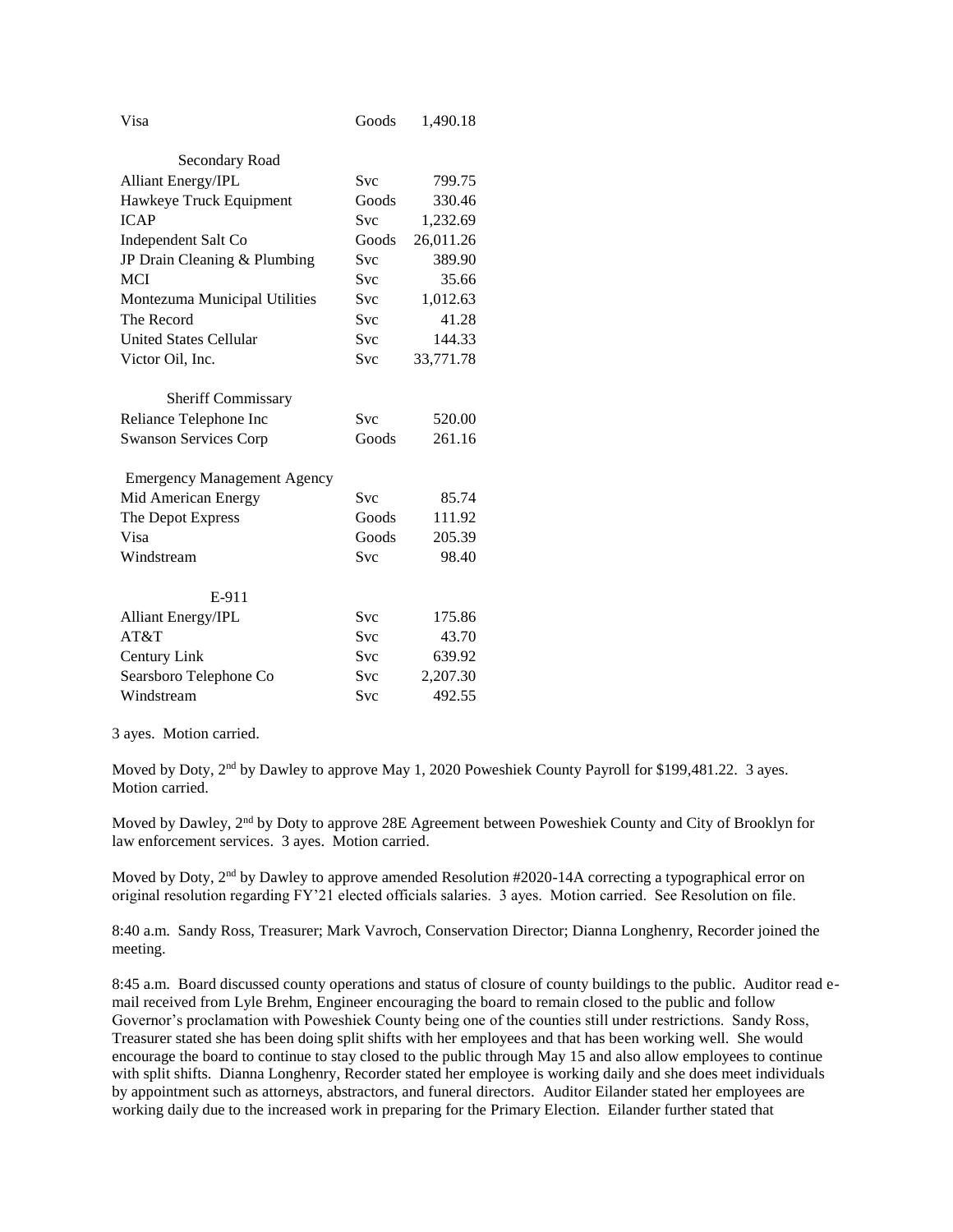| | | |
|---|---|---|
| Visa | Goods | 1,490.18 |
| Secondary Road | | |
| Alliant Energy/IPL | Svc | 799.75 |
| Hawkeye Truck Equipment | Goods | 330.46 |
| ICAP | Svc | 1,232.69 |
| Independent Salt Co | Goods | 26,011.26 |
| JP Drain Cleaning & Plumbing | Svc | 389.90 |
| MCI | Svc | 35.66 |
| Montezuma Municipal Utilities | Svc | 1,012.63 |
| The Record | Svc | 41.28 |
| United States Cellular | Svc | 144.33 |
| Victor Oil, Inc. | Svc | 33,771.78 |
| Sheriff Commissary | | |
| Reliance Telephone Inc | Svc | 520.00 |
| Swanson Services Corp | Goods | 261.16 |
| Emergency Management Agency | | |
| Mid American Energy | Svc | 85.74 |
| The Depot Express | Goods | 111.92 |
| Visa | Goods | 205.39 |
| Windstream | Svc | 98.40 |
| E-911 | | |
| Alliant Energy/IPL | Svc | 175.86 |
| AT&T | Svc | 43.70 |
| Century Link | Svc | 639.92 |
| Searsboro Telephone Co | Svc | 2,207.30 |
| Windstream | Svc | 492.55 |

3 ayes. Motion carried.

Moved by Doty, 2nd by Dawley to approve May 1, 2020 Poweshiek County Payroll for $199,481.22. 3 ayes. Motion carried.

Moved by Dawley, 2nd by Doty to approve 28E Agreement between Poweshiek County and City of Brooklyn for law enforcement services. 3 ayes. Motion carried.

Moved by Doty, 2nd by Dawley to approve amended Resolution #2020-14A correcting a typographical error on original resolution regarding FY'21 elected officials salaries. 3 ayes. Motion carried. See Resolution on file.

8:40 a.m. Sandy Ross, Treasurer; Mark Vavroch, Conservation Director; Dianna Longhenry, Recorder joined the meeting.

8:45 a.m. Board discussed county operations and status of closure of county buildings to the public. Auditor read e-mail received from Lyle Brehm, Engineer encouraging the board to remain closed to the public and follow Governor's proclamation with Poweshiek County being one of the counties still under restrictions. Sandy Ross, Treasurer stated she has been doing split shifts with her employees and that has been working well. She would encourage the board to continue to stay closed to the public through May 15 and also allow employees to continue with split shifts. Dianna Longhenry, Recorder stated her employee is working daily and she does meet individuals by appointment such as attorneys, abstractors, and funeral directors. Auditor Eilander stated her employees are working daily due to the increased work in preparing for the Primary Election. Eilander further stated that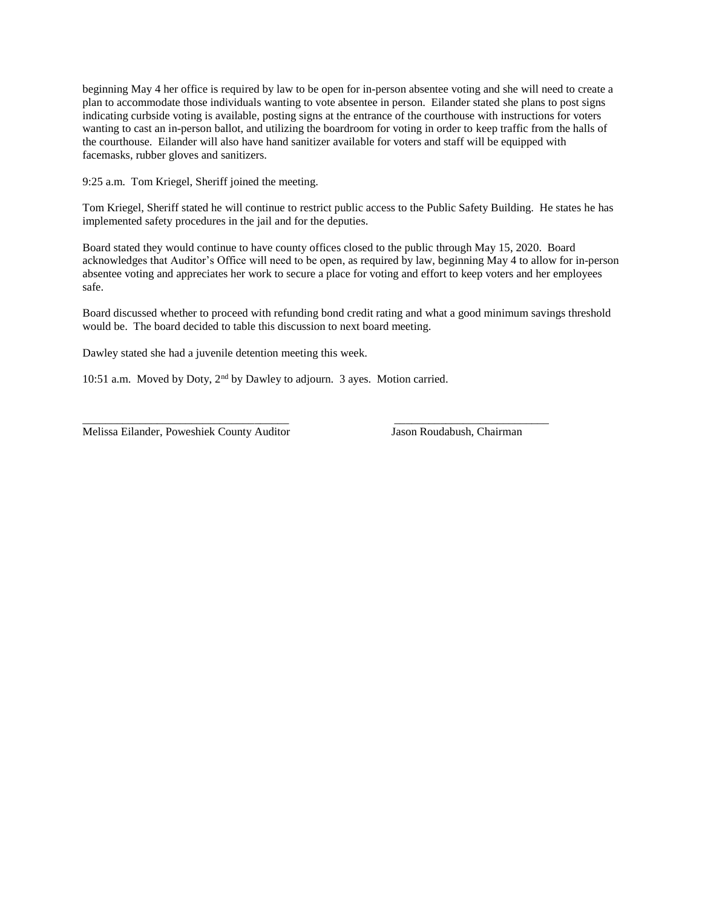beginning May 4 her office is required by law to be open for in-person absentee voting and she will need to create a plan to accommodate those individuals wanting to vote absentee in person. Eilander stated she plans to post signs indicating curbside voting is available, posting signs at the entrance of the courthouse with instructions for voters wanting to cast an in-person ballot, and utilizing the boardroom for voting in order to keep traffic from the halls of the courthouse. Eilander will also have hand sanitizer available for voters and staff will be equipped with facemasks, rubber gloves and sanitizers.

9:25 a.m. Tom Kriegel, Sheriff joined the meeting.

Tom Kriegel, Sheriff stated he will continue to restrict public access to the Public Safety Building. He states he has implemented safety procedures in the jail and for the deputies.

Board stated they would continue to have county offices closed to the public through May 15, 2020. Board acknowledges that Auditor's Office will need to be open, as required by law, beginning May 4 to allow for in-person absentee voting and appreciates her work to secure a place for voting and effort to keep voters and her employees safe.

Board discussed whether to proceed with refunding bond credit rating and what a good minimum savings threshold would be. The board decided to table this discussion to next board meeting.

Dawley stated she had a juvenile detention meeting this week.

10:51 a.m. Moved by Doty, 2nd by Dawley to adjourn. 3 ayes. Motion carried.

\_\_\_\_\_\_\_\_\_\_\_\_\_\_\_\_\_\_\_\_\_\_\_\_\_\_\_\_\_\_\_\_\_\_\_\_
Melissa Eilander, Poweshiek County Auditor

\_\_\_\_\_\_\_\_\_\_\_\_\_\_\_\_\_\_\_\_\_\_\_\_\_\_\_
Jason Roudabush, Chairman